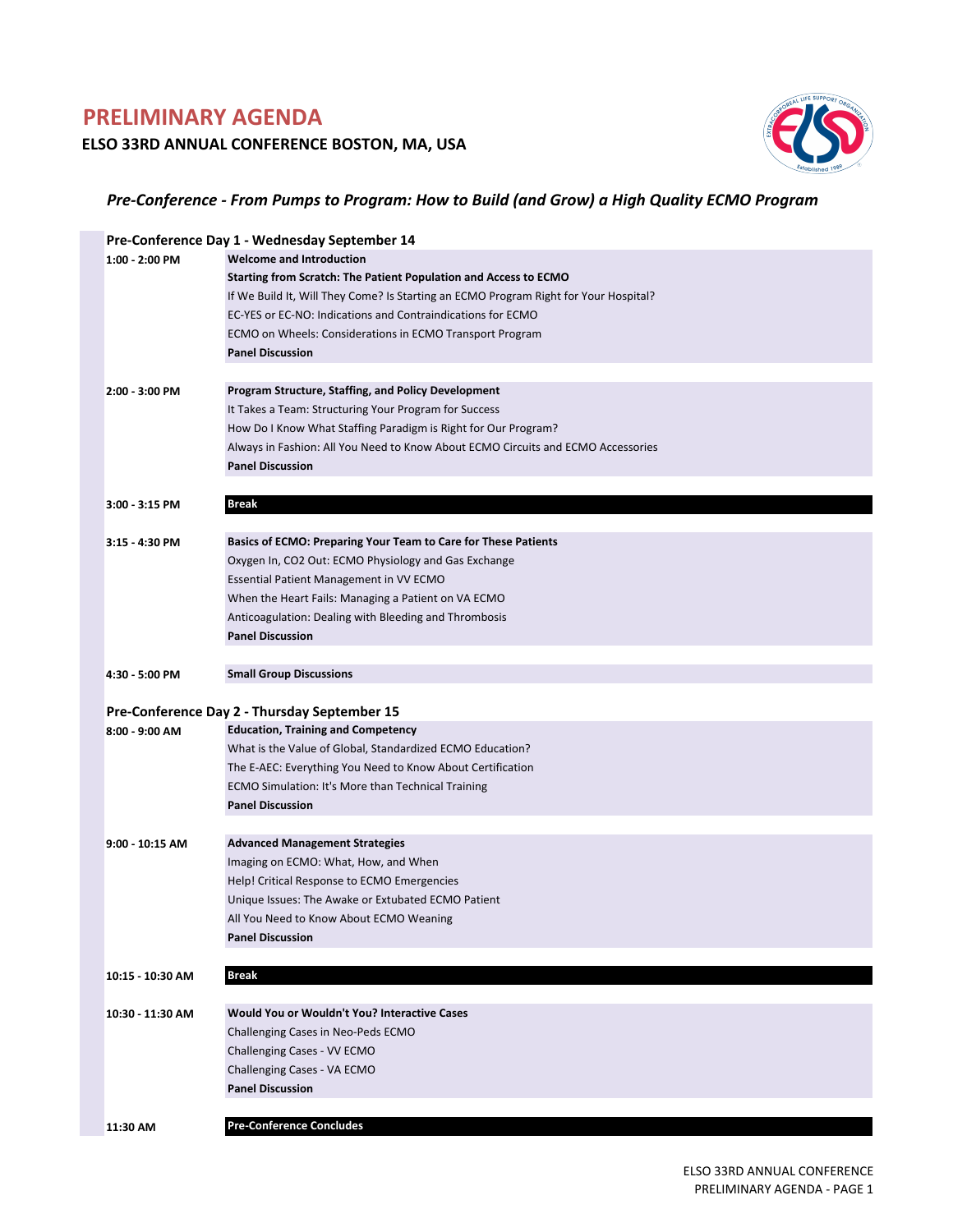# PRELIMINARY AGENDA

## ELSO 33RD ANNUAL CONFERENCE BOSTON, MA, USA

### *Pre-Conference - From Pumps to Program: How to Build (and Grow) a High Quality ECMO Program*

#### Pre-Conference Day 1 - Wednesday September 14

| Time | Session |
| --- | --- |
| **1:00 - 2:00 PM** | **Welcome and Introduction** |
| | **Starting from Scratch: The Patient Population and Access to ECMO** |
| | If We Build It, Will They Come? Is Starting an ECMO Program Right for Your Hospital? |
| | EC-YES or EC-NO: Indications and Contraindications for ECMO |
| | ECMO on Wheels: Considerations in ECMO Transport Program |
| | **Panel Discussion** |
| **2:00 - 3:00 PM** | **Program Structure, Staffing, and Policy Development** |
| | It Takes a Team: Structuring Your Program for Success |
| | How Do I Know What Staffing Paradigm is Right for Our Program? |
| | Always in Fashion: All You Need to Know About ECMO Circuits and ECMO Accessories |
| | **Panel Discussion** |
| **3:00 - 3:15 PM** | **Break** |
| **3:15 - 4:30 PM** | **Basics of ECMO: Preparing Your Team to Care for These Patients** |
| | Oxygen In, CO2 Out: ECMO Physiology and Gas Exchange |
| | Essential Patient Management in VV ECMO |
| | When the Heart Fails: Managing a Patient on VA ECMO |
| | Anticoagulation: Dealing with Bleeding and Thrombosis |
| | **Panel Discussion** |
| **4:30 - 5:00 PM** | **Small Group Discussions** |

#### Pre-Conference Day 2 - Thursday September 15

| Time | Session |
| --- | --- |
| **8:00 - 9:00 AM** | **Education, Training and Competency** |
| | What is the Value of Global, Standardized ECMO Education? |
| | The E-AEC: Everything You Need to Know About Certification |
| | ECMO Simulation: It's More than Technical Training |
| | **Panel Discussion** |
| **9:00 - 10:15 AM** | **Advanced Management Strategies** |
| | Imaging on ECMO: What, How, and When |
| | Help! Critical Response to ECMO Emergencies |
| | Unique Issues: The Awake or Extubated ECMO Patient |
| | All You Need to Know About ECMO Weaning |
| | **Panel Discussion** |
| **10:15 - 10:30 AM** | **Break** |
| **10:30 - 11:30 AM** | **Would You or Wouldn't You? Interactive Cases** |
| | Challenging Cases in Neo-Peds ECMO |
| | Challenging Cases - VV ECMO |
| | Challenging Cases - VA ECMO |
| | **Panel Discussion** |
| **11:30 AM** | **Pre-Conference Concludes** |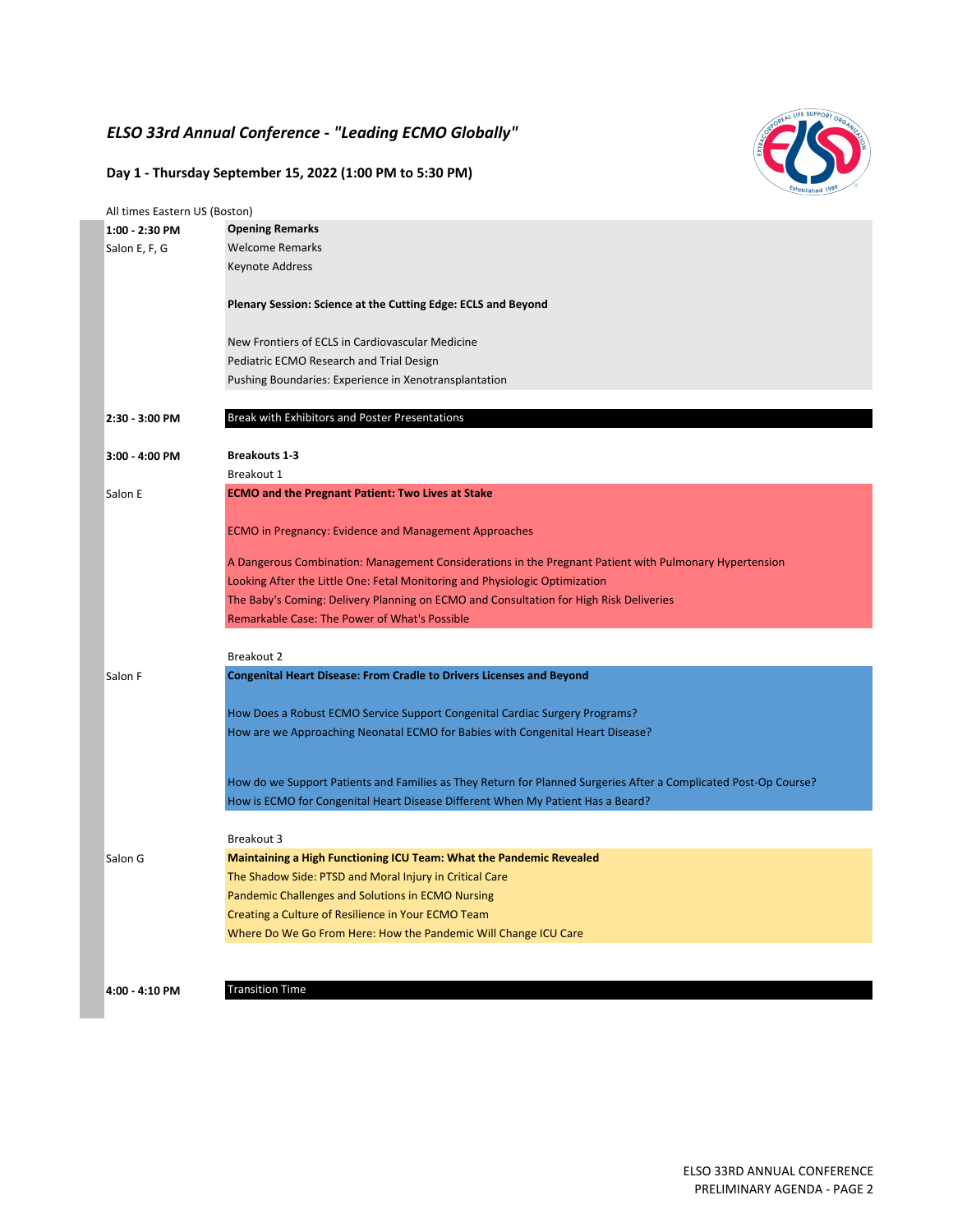# ELSO 33rd Annual Conference - "Leading ECMO Globally"

## Day 1 - Thursday September 15, 2022 (1:00 PM to 5:30 PM)

All times Eastern US (Boston)

| Time / Location | Session |
|---|---|
| **1:00 - 2:30 PM** | **Opening Remarks** |
| Salon E, F, G | Welcome Remarks |
| | Keynote Address |
| | **Plenary Session: Science at the Cutting Edge: ECLS and Beyond** |
| | New Frontiers of ECLS in Cardiovascular Medicine |
| | Pediatric ECMO Research and Trial Design |
| | Pushing Boundaries: Experience in Xenotransplantation |
| **2:30 - 3:00 PM** | Break with Exhibitors and Poster Presentations |
| **3:00 - 4:00 PM** | **Breakouts 1-3** |
| | Breakout 1 |
| Salon E | **ECMO and the Pregnant Patient: Two Lives at Stake** |
| | ECMO in Pregnancy: Evidence and Management Approaches |
| | A Dangerous Combination: Management Considerations in the Pregnant Patient with Pulmonary Hypertension |
| | Looking After the Little One: Fetal Monitoring and Physiologic Optimization |
| | The Baby's Coming: Delivery Planning on ECMO and Consultation for High Risk Deliveries |
| | Remarkable Case: The Power of What's Possible |
| | Breakout 2 |
| Salon F | **Congenital Heart Disease: From Cradle to Drivers Licenses and Beyond** |
| | How Does a Robust ECMO Service Support Congenital Cardiac Surgery Programs? |
| | How are we Approaching Neonatal ECMO for Babies with Congenital Heart Disease? |
| | How do we Support Patients and Families as They Return for Planned Surgeries After a Complicated Post-Op Course? |
| | How is ECMO for Congenital Heart Disease Different When My Patient Has a Beard? |
| | Breakout 3 |
| Salon G | **Maintaining a High Functioning ICU Team: What the Pandemic Revealed** |
| | The Shadow Side: PTSD and Moral Injury in Critical Care |
| | Pandemic Challenges and Solutions in ECMO Nursing |
| | Creating a Culture of Resilience in Your ECMO Team |
| | Where Do We Go From Here: How the Pandemic Will Change ICU Care |
| **4:00 - 4:10 PM** | Transition Time |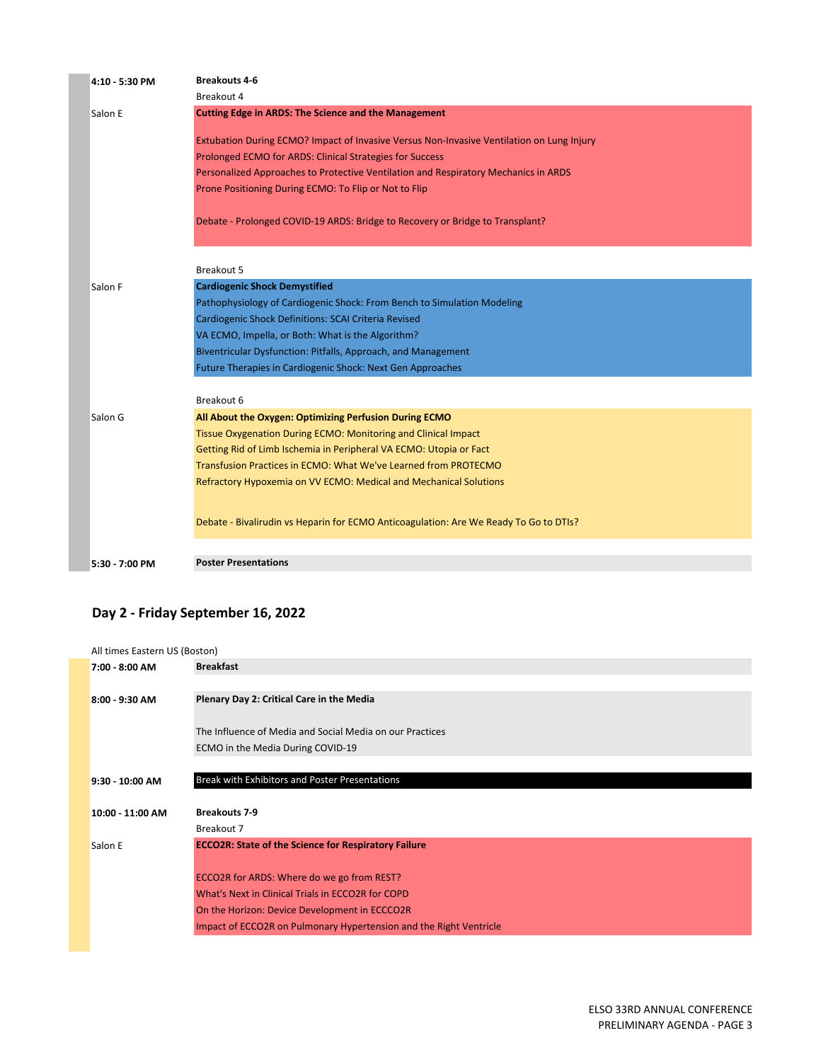**4:10 - 5:30 PM** — **Breakouts 4-6**

Breakout 4

Salon E — **Cutting Edge in ARDS: The Science and the Management**

- Extubation During ECMO? Impact of Invasive Versus Non-Invasive Ventilation on Lung Injury
- Prolonged ECMO for ARDS: Clinical Strategies for Success
- Personalized Approaches to Protective Ventilation and Respiratory Mechanics in ARDS
- Prone Positioning During ECMO: To Flip or Not to Flip

Debate - Prolonged COVID-19 ARDS: Bridge to Recovery or Bridge to Transplant?

Breakout 5

Salon F — **Cardiogenic Shock Demystified**

- Pathophysiology of Cardiogenic Shock: From Bench to Simulation Modeling
- Cardiogenic Shock Definitions: SCAI Criteria Revised
- VA ECMO, Impella, or Both: What is the Algorithm?
- Biventricular Dysfunction: Pitfalls, Approach, and Management
- Future Therapies in Cardiogenic Shock: Next Gen Approaches

Breakout 6

Salon G — **All About the Oxygen: Optimizing Perfusion During ECMO**

- Tissue Oxygenation During ECMO: Monitoring and Clinical Impact
- Getting Rid of Limb Ischemia in Peripheral VA ECMO: Utopia or Fact
- Transfusion Practices in ECMO: What We've Learned from PROTECMO
- Refractory Hypoxemia on VV ECMO: Medical and Mechanical Solutions

Debate - Bivalirudin vs Heparin for ECMO Anticoagulation: Are We Ready To Go to DTIs?

**5:30 - 7:00 PM** — **Poster Presentations**

## Day 2 - Friday September 16, 2022

All times Eastern US (Boston)

**7:00 - 8:00 AM** — **Breakfast**

**8:00 - 9:30 AM** — **Plenary Day 2: Critical Care in the Media**

- The Influence of Media and Social Media on our Practices
- ECMO in the Media During COVID-19

**9:30 - 10:00 AM** — Break with Exhibitors and Poster Presentations

**10:00 - 11:00 AM** — **Breakouts 7-9**

Breakout 7

Salon E — **ECCO2R: State of the Science for Respiratory Failure**

- ECCO2R for ARDS: Where do we go from REST?
- What's Next in Clinical Trials in ECCO2R for COPD
- On the Horizon: Device Development in ECCCO2R
- Impact of ECCO2R on Pulmonary Hypertension and the Right Ventricle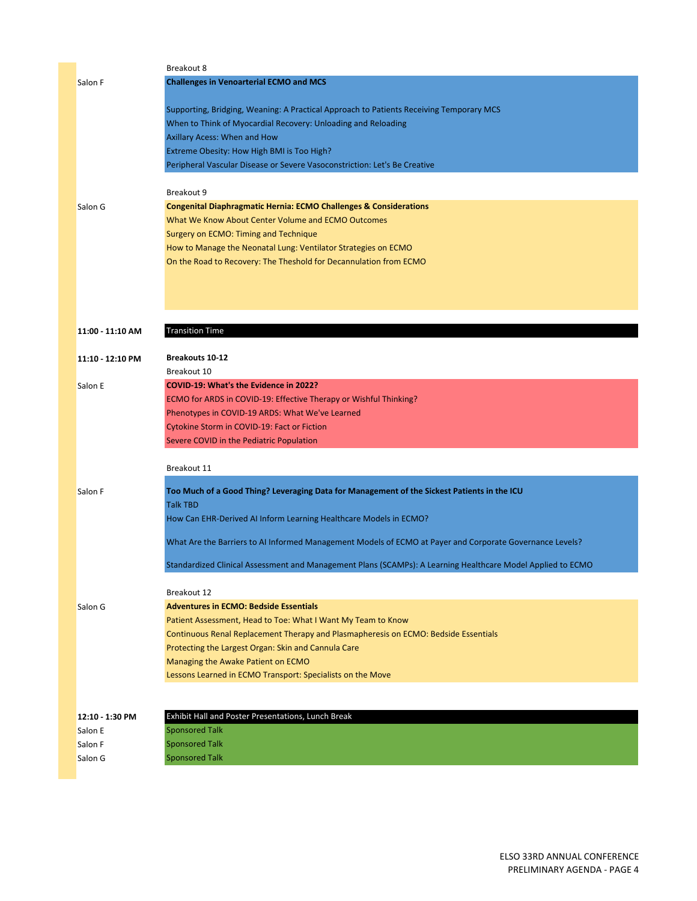| Time / Room | Session |
|---|---|
| | Breakout 8 |
| Salon F | **Challenges in Venoarterial ECMO and MCS** |
| | Supporting, Bridging, Weaning: A Practical Approach to Patients Receiving Temporary MCS |
| | When to Think of Myocardial Recovery: Unloading and Reloading |
| | Axillary Acess: When and How |
| | Extreme Obesity: How High BMI is Too High? |
| | Peripheral Vascular Disease or Severe Vasoconstriction: Let's Be Creative |
| | Breakout 9 |
| Salon G | **Congenital Diaphragmatic Hernia: ECMO Challenges & Considerations** |
| | What We Know About Center Volume and ECMO Outcomes |
| | Surgery on ECMO: Timing and Technique |
| | How to Manage the Neonatal Lung: Ventilator Strategies on ECMO |
| | On the Road to Recovery: The Theshold for Decannulation from ECMO |
| **11:00 - 11:10 AM** | Transition Time |
| **11:10 - 12:10 PM** | **Breakouts 10-12** |
| | Breakout 10 |
| Salon E | **COVID-19: What's the Evidence in 2022?** |
| | ECMO for ARDS in COVID-19: Effective Therapy or Wishful Thinking? |
| | Phenotypes in COVID-19 ARDS: What We've Learned |
| | Cytokine Storm in COVID-19: Fact or Fiction |
| | Severe COVID in the Pediatric Population |
| | Breakout 11 |
| Salon F | **Too Much of a Good Thing? Leveraging Data for Management of the Sickest Patients in the ICU** |
| | Talk TBD |
| | How Can EHR-Derived AI Inform Learning Healthcare Models in ECMO? |
| | What Are the Barriers to AI Informed Management Models of ECMO at Payer and Corporate Governance Levels? |
| | Standardized Clinical Assessment and Management Plans (SCAMPs): A Learning Healthcare Model Applied to ECMO |
| | Breakout 12 |
| Salon G | **Adventures in ECMO: Bedside Essentials** |
| | Patient Assessment, Head to Toe: What I Want My Team to Know |
| | Continuous Renal Replacement Therapy and Plasmapheresis on ECMO: Bedside Essentials |
| | Protecting the Largest Organ: Skin and Cannula Care |
| | Managing the Awake Patient on ECMO |
| | Lessons Learned in ECMO Transport: Specialists on the Move |
| **12:10 - 1:30 PM** | Exhibit Hall and Poster Presentations, Lunch Break |
| Salon E | Sponsored Talk |
| Salon F | Sponsored Talk |
| Salon G | Sponsored Talk |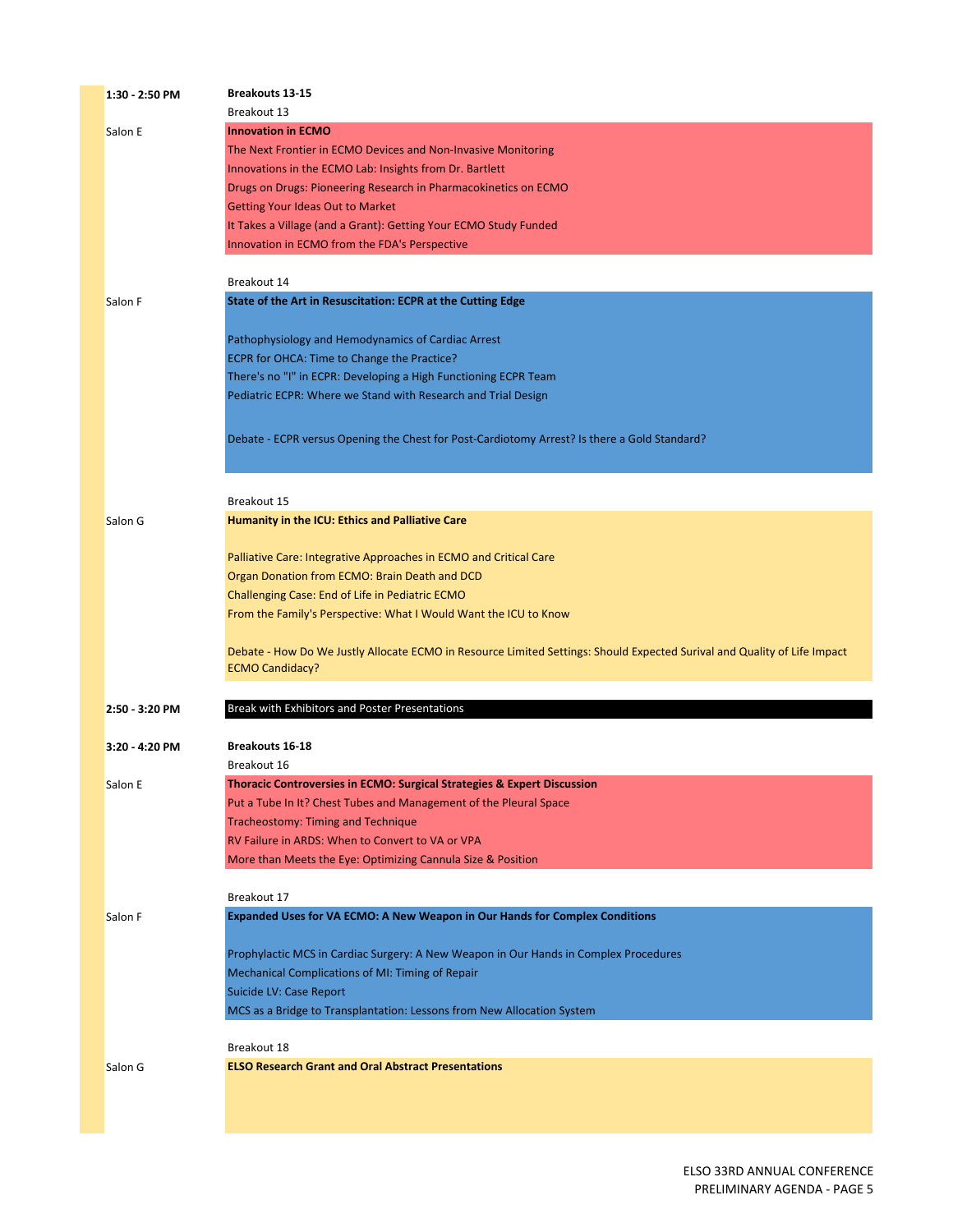**1:30 - 2:50 PM** — **Breakouts 13-15**

Breakout 13

Salon E

**Innovation in ECMO**

The Next Frontier in ECMO Devices and Non-Invasive Monitoring
Innovations in the ECMO Lab: Insights from Dr. Bartlett
Drugs on Drugs: Pioneering Research in Pharmacokinetics on ECMO
Getting Your Ideas Out to Market
It Takes a Village (and a Grant): Getting Your ECMO Study Funded
Innovation in ECMO from the FDA's Perspective

Breakout 14

Salon F

**State of the Art in Resuscitation: ECPR at the Cutting Edge**

Pathophysiology and Hemodynamics of Cardiac Arrest
ECPR for OHCA: Time to Change the Practice?
There's no "I" in ECPR: Developing a High Functioning ECPR Team
Pediatric ECPR: Where we Stand with Research and Trial Design

Debate - ECPR versus Opening the Chest for Post-Cardiotomy Arrest? Is there a Gold Standard?

Breakout 15

Salon G

**Humanity in the ICU: Ethics and Palliative Care**

Palliative Care: Integrative Approaches in ECMO and Critical Care
Organ Donation from ECMO: Brain Death and DCD
Challenging Case: End of Life in Pediatric ECMO
From the Family's Perspective: What I Would Want the ICU to Know

Debate - How Do We Justly Allocate ECMO in Resource Limited Settings: Should Expected Surival and Quality of Life Impact ECMO Candidacy?

**2:50 - 3:20 PM** — Break with Exhibitors and Poster Presentations

**3:20 - 4:20 PM** — **Breakouts 16-18**

Breakout 16

Salon E

**Thoracic Controversies in ECMO: Surgical Strategies & Expert Discussion**

Put a Tube In It? Chest Tubes and Management of the Pleural Space
Tracheostomy: Timing and Technique
RV Failure in ARDS: When to Convert to VA or VPA
More than Meets the Eye: Optimizing Cannula Size & Position

Breakout 17

Salon F

**Expanded Uses for VA ECMO: A New Weapon in Our Hands for Complex Conditions**

Prophylactic MCS in Cardiac Surgery: A New Weapon in Our Hands in Complex Procedures
Mechanical Complications of MI: Timing of Repair
Suicide LV: Case Report
MCS as a Bridge to Transplantation: Lessons from New Allocation System

Breakout 18

Salon G

**ELSO Research Grant and Oral Abstract Presentations**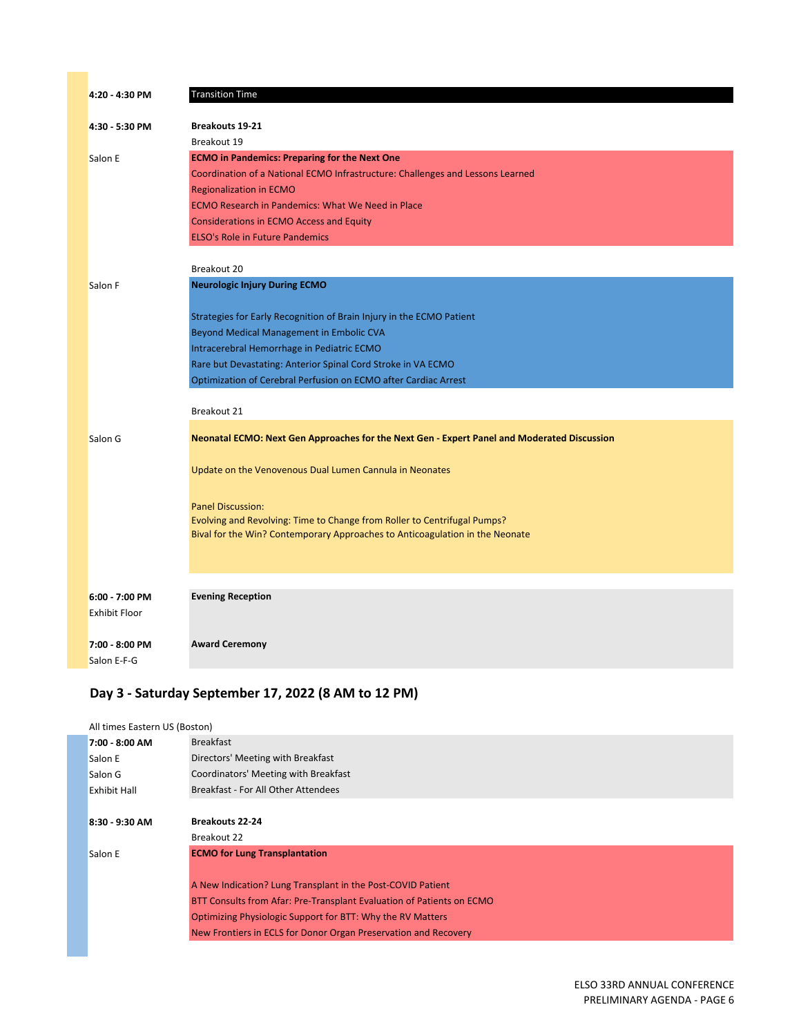**4:20 - 4:30 PM** Transition Time

**4:30 - 5:30 PM** **Breakouts 19-21**

Breakout 19

Salon E

**ECMO in Pandemics: Preparing for the Next One**

- Coordination of a National ECMO Infrastructure: Challenges and Lessons Learned
- Regionalization in ECMO
- ECMO Research in Pandemics: What We Need in Place
- Considerations in ECMO Access and Equity
- ELSO's Role in Future Pandemics

Breakout 20

Salon F

**Neurologic Injury During ECMO**

- Strategies for Early Recognition of Brain Injury in the ECMO Patient
- Beyond Medical Management in Embolic CVA
- Intracerebral Hemorrhage in Pediatric ECMO
- Rare but Devastating: Anterior Spinal Cord Stroke in VA ECMO
- Optimization of Cerebral Perfusion on ECMO after Cardiac Arrest

Breakout 21

Salon G

**Neonatal ECMO: Next Gen Approaches for the Next Gen - Expert Panel and Moderated Discussion**

Update on the Venovenous Dual Lumen Cannula in Neonates

Panel Discussion:
Evolving and Revolving: Time to Change from Roller to Centrifugal Pumps?
Bival for the Win? Contemporary Approaches to Anticoagulation in the Neonate

**6:00 - 7:00 PM** **Evening Reception**
Exhibit Floor

**7:00 - 8:00 PM** **Award Ceremony**
Salon E-F-G

## Day 3 - Saturday September 17, 2022 (8 AM to 12 PM)

All times Eastern US (Boston)

**7:00 - 8:00 AM** Breakfast

| Location | Event |
|---|---|
| Salon E | Directors' Meeting with Breakfast |
| Salon G | Coordinators' Meeting with Breakfast |
| Exhibit Hall | Breakfast - For All Other Attendees |

**8:30 - 9:30 AM** **Breakouts 22-24**

Breakout 22

Salon E

**ECMO for Lung Transplantation**

- A New Indication? Lung Transplant in the Post-COVID Patient
- BTT Consults from Afar: Pre-Transplant Evaluation of Patients on ECMO
- Optimizing Physiologic Support for BTT: Why the RV Matters
- New Frontiers in ECLS for Donor Organ Preservation and Recovery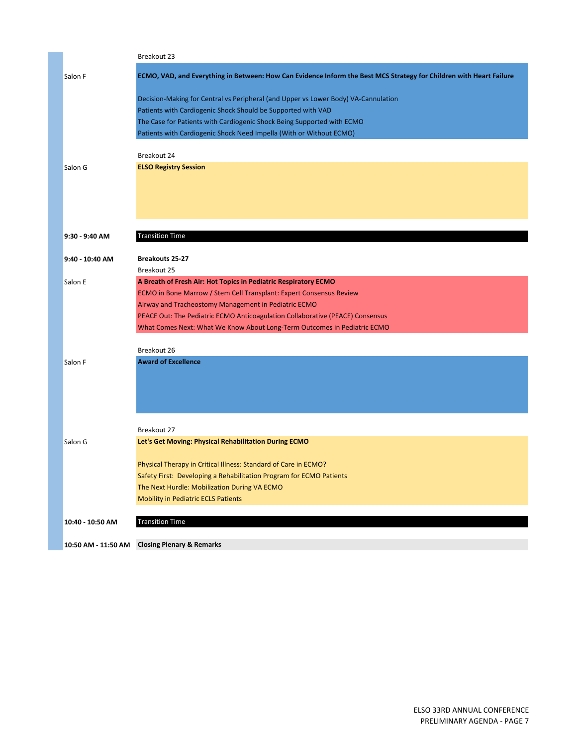| | |
|---|---|
| | Breakout 23 |
| Salon F | **ECMO, VAD, and Everything in Between: How Can Evidence Inform the Best MCS Strategy for Children with Heart Failure** |
| | Decision-Making for Central vs Peripheral (and Upper vs Lower Body) VA-Cannulation |
| | Patients with Cardiogenic Shock Should be Supported with VAD |
| | The Case for Patients with Cardiogenic Shock Being Supported with ECMO |
| | Patients with Cardiogenic Shock Need Impella (With or Without ECMO) |
| | Breakout 24 |
| Salon G | **ELSO Registry Session** |
| **9:30 - 9:40 AM** | Transition Time |
| **9:40 - 10:40 AM** | **Breakouts 25-27** |
| | Breakout 25 |
| Salon E | **A Breath of Fresh Air: Hot Topics in Pediatric Respiratory ECMO** |
| | ECMO in Bone Marrow / Stem Cell Transplant: Expert Consensus Review |
| | Airway and Tracheostomy Management in Pediatric ECMO |
| | PEACE Out: The Pediatric ECMO Anticoagulation Collaborative (PEACE) Consensus |
| | What Comes Next: What We Know About Long-Term Outcomes in Pediatric ECMO |
| | Breakout 26 |
| Salon F | **Award of Excellence** |
| | Breakout 27 |
| Salon G | **Let's Get Moving: Physical Rehabilitation During ECMO** |
| | Physical Therapy in Critical Illness: Standard of Care in ECMO? |
| | Safety First: Developing a Rehabilitation Program for ECMO Patients |
| | The Next Hurdle: Mobilization During VA ECMO |
| | Mobility in Pediatric ECLS Patients |
| **10:40 - 10:50 AM** | Transition Time |
| **10:50 AM - 11:50 AM** | **Closing Plenary & Remarks** |

ELSO 33RD ANNUAL CONFERENCE
PRELIMINARY AGENDA